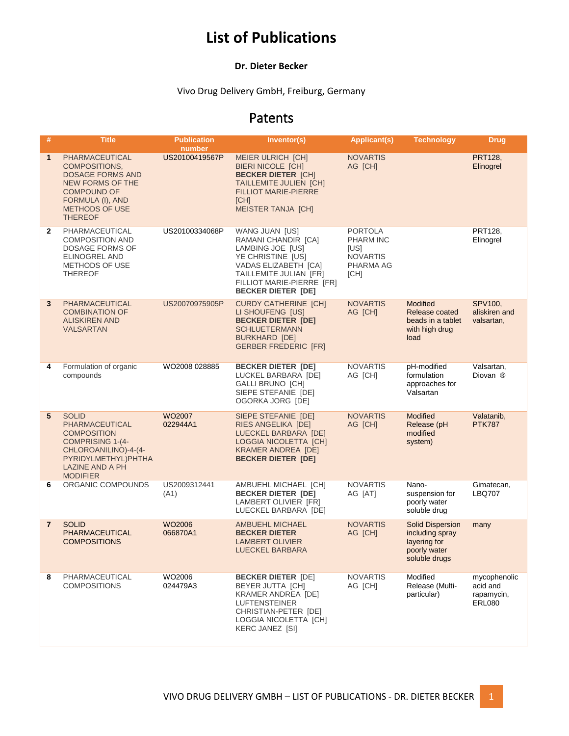# List of Publications

**Dr. Dieter Becker**

Vivo Drug Delivery GmbH, Freiburg, Germany

## Patents

| # | Title | Publication number | Inventor(s) | Applicant(s) | Technology | Drug |
|---|---|---|---|---|---|---|
| 1 | PHARMACEUTICAL COMPOSITIONS, DOSAGE FORMS AND NEW FORMS OF THE COMPOUND OF FORMULA (I), AND METHODS OF USE THEREOF | US20100419567P | MEIER ULRICH [CH]<br>BIERI NICOLE [CH]<br>**BECKER DIETER** [CH]<br>TAILLEMITE JULIEN [CH]<br>FILLIOT MARIE-PIERRE [CH]<br>MEISTER TANJA [CH] | NOVARTIS AG [CH] | | PRT128, Elinogrel |
| 2 | PHARMACEUTICAL COMPOSITION AND DOSAGE FORMS OF ELINOGREL AND METHODS OF USE THEREOF | US20100334068P | WANG JUAN [US]<br>RAMANI CHANDIR [CA]<br>LAMBING JOE [US]<br>YE CHRISTINE [US]<br>VADAS ELIZABETH [CA]<br>TAILLEMITE JULIAN [FR]<br>FILLIOT MARIE-PIERRE [FR]<br>**BECKER DIETER [DE]** | PORTOLA PHARM INC [US]<br>NOVARTIS PHARMA AG [CH] | | PRT128, Elinogrel |
| 3 | PHARMACEUTICAL COMBINATION OF ALISKIREN AND VALSARTAN | US20070975905P | CURDY CATHERINE [CH]<br>LI SHOUFENG [US]<br>**BECKER DIETER [DE]**<br>SCHLUETERMANN BURKHARD [DE]<br>GERBER FREDERIC [FR] | NOVARTIS AG [CH] | Modified Release coated beads in a tablet with high drug load | SPV100, aliskiren and valsartan, |
| 4 | Formulation of organic compounds | WO2008 028885 | **BECKER DIETER [DE]**<br>LUCKEL BARBARA [DE]<br>GALLI BRUNO [CH]<br>SIEPE STEFANIE [DE]<br>OGORKA JORG [DE] | NOVARTIS AG [CH] | pH-modified formulation approaches for Valsartan | Valsartan, Diovan ® |
| 5 | SOLID PHARMACEUTICAL COMPOSITION COMPRISING 1-(4-CHLOROANILINO)-4-(4-PYRIDYLMETHYL)PHTHALAZINE AND A PH MODIFIER | WO2007 022944A1 | SIEPE STEFANIE [DE]<br>RIES ANGELIKA [DE]<br>LUECKEL BARBARA [DE]<br>LOGGIA NICOLETTA [CH]<br>KRAMER ANDREA [DE]<br>**BECKER DIETER [DE]** | NOVARTIS AG [CH] | Modified Release (pH modified system) | Valatanib, PTK787 |
| 6 | ORGANIC COMPOUNDS | US2009312441 (A1) | AMBUEHL MICHAEL [CH]<br>**BECKER DIETER [DE]**<br>LAMBERT OLIVIER [FR]<br>LUECKEL BARBARA [DE] | NOVARTIS AG [AT] | Nano-suspension for poorly water soluble drug | Gimatecan, LBQ707 |
| 7 | SOLID PHARMACEUTICAL COMPOSITIONS | WO2006 066870A1 | AMBUEHL MICHAEL<br>**BECKER DIETER**<br>LAMBERT OLIVIER<br>LUECKEL BARBARA | NOVARTIS AG [CH] | Solid Dispersion including spray layering for poorly water soluble drugs | many |
| 8 | PHARMACEUTICAL COMPOSITIONS | WO2006 024479A3 | **BECKER DIETER** [DE]<br>BEYER JUTTA [CH]<br>KRAMER ANDREA [DE]<br>LUFTENSTEINER CHRISTIAN-PETER [DE]<br>LOGGIA NICOLETTA [CH]<br>KERC JANEZ [SI] | NOVARTIS AG [CH] | Modified Release (Multi-particular) | mycophenolic acid and rapamycin, ERL080 |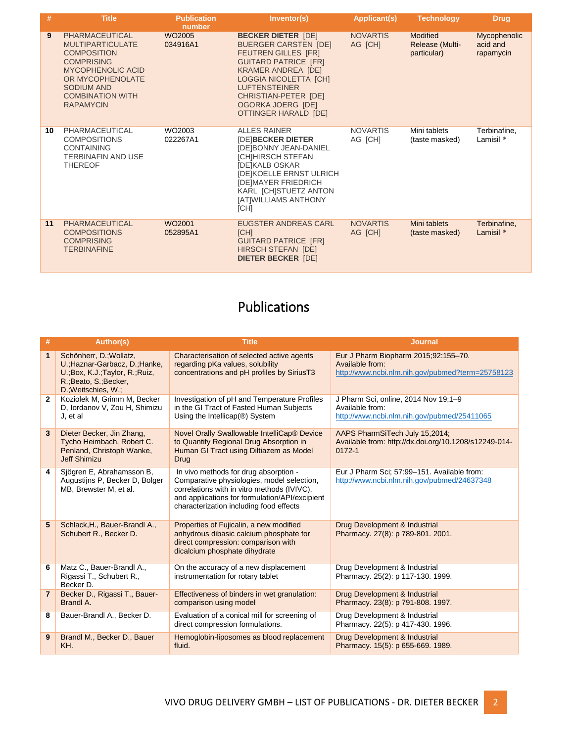| # | Title | Publication number | Inventor(s) | Applicant(s) | Technology | Drug |
|---|---|---|---|---|---|---|
| 9 | PHARMACEUTICAL MULTIPARTICULATE COMPOSITION COMPRISING MYCOPHENOLIC ACID OR MYCOPHENOLATE SODIUM AND COMBINATION WITH RAPAMYCIN | WO2005 034916A1 | **BECKER DIETER** [DE] BUERGER CARSTEN [DE] FEUTREN GILLES [FR] GUITARD PATRICE [FR] KRAMER ANDREA [DE] LOGGIA NICOLETTA [CH] LUFTENSTEINER CHRISTIAN-PETER [DE] OGORKA JOERG [DE] OTTINGER HARALD [DE] | NOVARTIS AG [CH] | Modified Release (Multi-particular) | Mycophenolic acid and rapamycin |
| 10 | PHARMACEUTICAL COMPOSITIONS CONTAINING TERBINAFIN AND USE THEREOF | WO2003 022267A1 | ALLES RAINER [DE]**BECKER DIETER** [DE]BONNY JEAN-DANIEL [CH]HIRSCH STEFAN [DE]KALB OSKAR [DE]KOELLE ERNST ULRICH [DE]MAYER FRIEDRICH KARL [CH]STUETZ ANTON [AT]WILLIAMS ANTHONY [CH] | NOVARTIS AG [CH] | Mini tablets (taste masked) | Terbinafine, Lamisil ® |
| 11 | PHARMACEUTICAL COMPOSITIONS COMPRISING TERBINAFINE | WO2001 052895A1 | EUGSTER ANDREAS CARL [CH] GUITARD PATRICE [FR] HIRSCH STEFAN [DE] **DIETER BECKER** [DE] | NOVARTIS AG [CH] | Mini tablets (taste masked) | Terbinafine, Lamisil ® |

# Publications

| # | Author(s) | Title | Journal |
|---|---|---|---|
| 1 | Schönherr, D.;Wollatz, U.;Haznar-Garbacz, D.;Hanke, U.;Box, K.J.;Taylor, R.;Ruiz, R.;Beato, S.;Becker, D.;Weitschies, W.; | Characterisation of selected active agents regarding pKa values, solubility concentrations and pH profiles by SiriusT3 | Eur J Pharm Biopharm 2015;92:155–70. Available from: http://www.ncbi.nlm.nih.gov/pubmed?term=25758123 |
| 2 | Koziolek M, Grimm M, Becker D, Iordanov V, Zou H, Shimizu J, et al | Investigation of pH and Temperature Profiles in the GI Tract of Fasted Human Subjects Using the Intellicap(®) System | J Pharm Sci, online, 2014 Nov 19;1–9 Available from: http://www.ncbi.nlm.nih.gov/pubmed/25411065 |
| 3 | Dieter Becker, Jin Zhang, Tycho Heimbach, Robert C. Penland, Christoph Wanke, Jeff Shimizu | Novel Orally Swallowable IntelliCap® Device to Quantify Regional Drug Absorption in Human GI Tract using Diltiazem as Model Drug | AAPS PharmSciTech July 15,2014; Available from: http://dx.doi.org/10.1208/s12249-014-0172-1 |
| 4 | Sjögren E, Abrahamsson B, Augustijns P, Becker D, Bolger MB, Brewster M, et al. | In vivo methods for drug absorption - Comparative physiologies, model selection, correlations with in vitro methods (IVIVC), and applications for formulation/API/excipient characterization including food effects | Eur J Pharm Sci; 57:99–151. Available from: http://www.ncbi.nlm.nih.gov/pubmed/24637348 |
| 5 | Schlack,H., Bauer-Brandl A., Schubert R., Becker D. | Properties of Fujicalin, a new modified anhydrous dibasic calcium phosphate for direct compression: comparison with dicalcium phosphate dihydrate | Drug Development & Industrial Pharmacy. 27(8): p 789-801. 2001. |
| 6 | Matz C., Bauer-Brandl A., Rigassi T., Schubert R., Becker D. | On the accuracy of a new displacement instrumentation for rotary tablet | Drug Development & Industrial Pharmacy. 25(2): p 117-130. 1999. |
| 7 | Becker D., Rigassi T., Bauer-Brandl A. | Effectiveness of binders in wet granulation: comparison using model | Drug Development & Industrial Pharmacy. 23(8): p 791-808. 1997. |
| 8 | Bauer-Brandl A., Becker D. | Evaluation of a conical mill for screening of direct compression formulations. | Drug Development & Industrial Pharmacy. 22(5): p 417-430. 1996. |
| 9 | Brandl M., Becker D., Bauer KH. | Hemoglobin-liposomes as blood replacement fluid. | Drug Development & Industrial Pharmacy. 15(5): p 655-669. 1989. |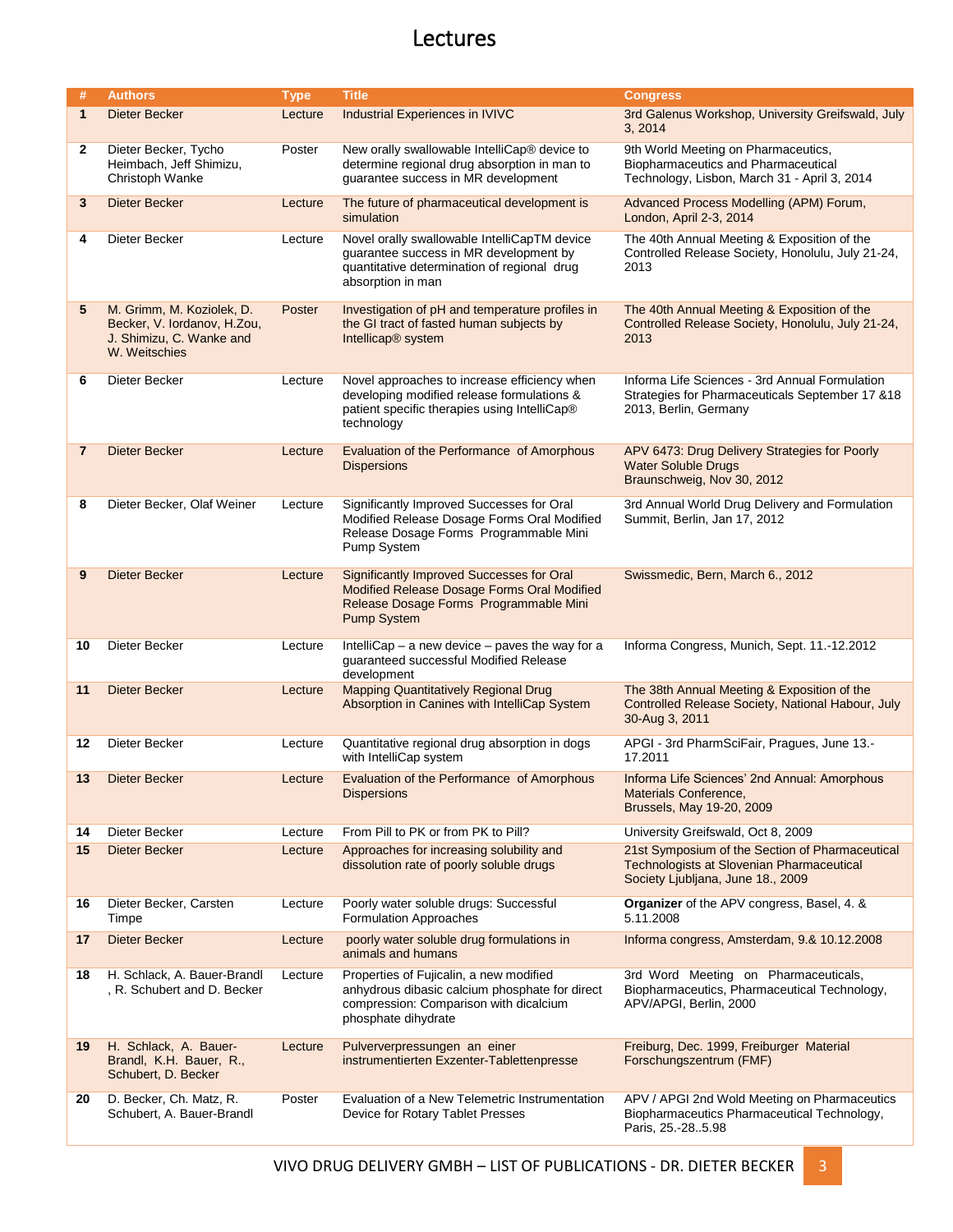# Lectures

| # | Authors | Type | Title | Congress |
|---|---|---|---|---|
| 1 | Dieter Becker | Lecture | Industrial Experiences in IVIVC | 3rd Galenus Workshop, University Greifswald, July 3, 2014 |
| 2 | Dieter Becker, Tycho Heimbach, Jeff Shimizu, Christoph Wanke | Poster | New orally swallowable IntelliCap® device to determine regional drug absorption in man to guarantee success in MR development | 9th World Meeting on Pharmaceutics, Biopharmaceutics and Pharmaceutical Technology, Lisbon, March 31 - April 3, 2014 |
| 3 | Dieter Becker | Lecture | The future of pharmaceutical development is simulation | Advanced Process Modelling (APM) Forum, London, April 2-3, 2014 |
| 4 | Dieter Becker | Lecture | Novel orally swallowable IntelliCapTM device guarantee success in MR development by quantitative determination of regional drug absorption in man | The 40th Annual Meeting & Exposition of the Controlled Release Society, Honolulu, July 21-24, 2013 |
| 5 | M. Grimm, M. Koziolek, D. Becker, V. Iordanov, H.Zou, J. Shimizu, C. Wanke and W. Weitschies | Poster | Investigation of pH and temperature profiles in the GI tract of fasted human subjects by Intellicap® system | The 40th Annual Meeting & Exposition of the Controlled Release Society, Honolulu, July 21-24, 2013 |
| 6 | Dieter Becker | Lecture | Novel approaches to increase efficiency when developing modified release formulations & patient specific therapies using IntelliCap® technology | Informa Life Sciences - 3rd Annual Formulation Strategies for Pharmaceuticals September 17 &18 2013, Berlin, Germany |
| 7 | Dieter Becker | Lecture | Evaluation of the Performance of Amorphous Dispersions | APV 6473: Drug Delivery Strategies for Poorly Water Soluble Drugs Braunschweig, Nov 30, 2012 |
| 8 | Dieter Becker, Olaf Weiner | Lecture | Significantly Improved Successes for Oral Modified Release Dosage Forms Oral Modified Release Dosage Forms Programmable Mini Pump System | 3rd Annual World Drug Delivery and Formulation Summit, Berlin, Jan 17, 2012 |
| 9 | Dieter Becker | Lecture | Significantly Improved Successes for Oral Modified Release Dosage Forms Oral Modified Release Dosage Forms Programmable Mini Pump System | Swissmedic, Bern, March 6., 2012 |
| 10 | Dieter Becker | Lecture | IntelliCap – a new device – paves the way for a guaranteed successful Modified Release development | Informa Congress, Munich, Sept. 11.-12.2012 |
| 11 | Dieter Becker | Lecture | Mapping Quantitatively Regional Drug Absorption in Canines with IntelliCap System | The 38th Annual Meeting & Exposition of the Controlled Release Society, National Habour, July 30-Aug 3, 2011 |
| 12 | Dieter Becker | Lecture | Quantitative regional drug absorption in dogs with IntelliCap system | APGI - 3rd PharmSciFair, Pragues, June 13.-17.2011 |
| 13 | Dieter Becker | Lecture | Evaluation of the Performance of Amorphous Dispersions | Informa Life Sciences' 2nd Annual: Amorphous Materials Conference, Brussels, May 19-20, 2009 |
| 14 | Dieter Becker | Lecture | From Pill to PK or from PK to Pill? | University Greifswald, Oct 8, 2009 |
| 15 | Dieter Becker | Lecture | Approaches for increasing solubility and dissolution rate of poorly soluble drugs | 21st Symposium of the Section of Pharmaceutical Technologists at Slovenian Pharmaceutical Society Ljubljana, June 18., 2009 |
| 16 | Dieter Becker, Carsten Timpe | Lecture | Poorly water soluble drugs: Successful Formulation Approaches | **Organizer** of the APV congress, Basel, 4. & 5.11.2008 |
| 17 | Dieter Becker | Lecture | poorly water soluble drug formulations in animals and humans | Informa congress, Amsterdam, 9.& 10.12.2008 |
| 18 | H. Schlack, A. Bauer-Brandl , R. Schubert and D. Becker | Lecture | Properties of Fujicalin, a new modified anhydrous dibasic calcium phosphate for direct compression: Comparison with dicalcium phosphate dihydrate | 3rd Word Meeting on Pharmaceuticals, Biopharmaceutics, Pharmaceutical Technology, APV/APGI, Berlin, 2000 |
| 19 | H. Schlack, A. Bauer-Brandl, K.H. Bauer, R., Schubert, D. Becker | Lecture | Pulververpressungen an einer instrumentierten Exzenter-Tablettenpresse | Freiburg, Dec. 1999, Freiburger Material Forschungszentrum (FMF) |
| 20 | D. Becker, Ch. Matz, R. Schubert, A. Bauer-Brandl | Poster | Evaluation of a New Telemetric Instrumentation Device for Rotary Tablet Presses | APV / APGI 2nd Wold Meeting on Pharmaceutics Biopharmaceutics Pharmaceutical Technology, Paris, 25.-28..5.98 |